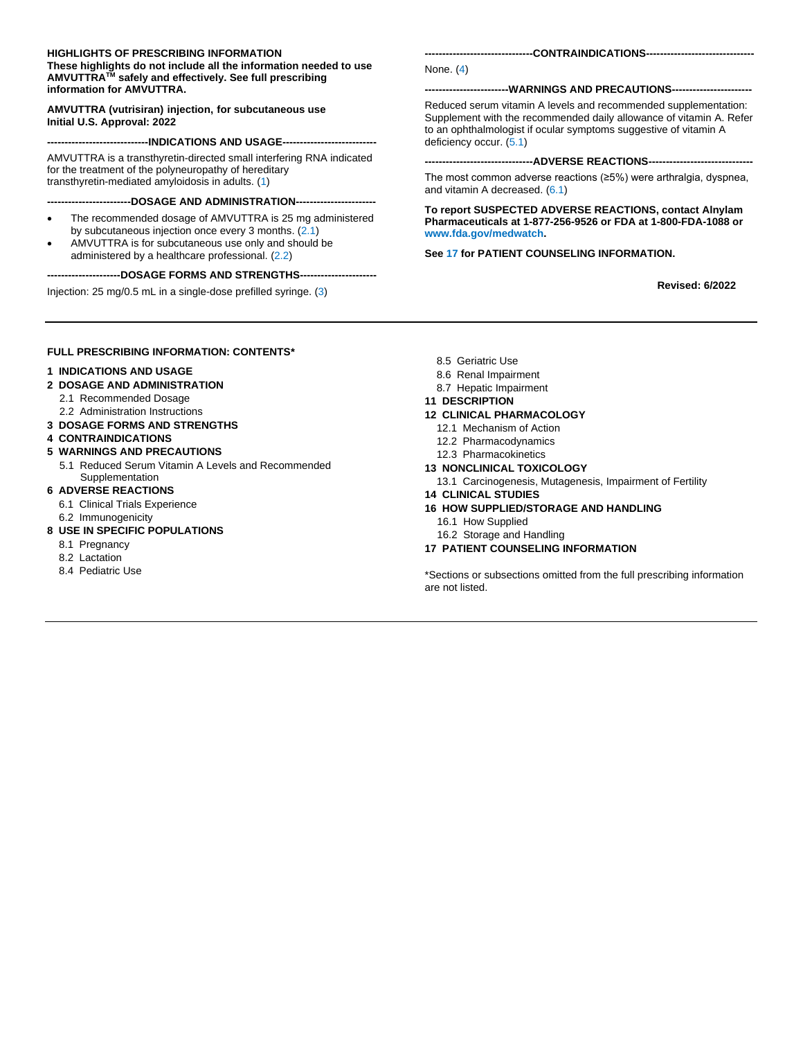**HIGHLIGHTS OF PRESCRIBING INFORMATION**
**These highlights do not include all the information needed to use AMVUTTRA™ safely and effectively. See full prescribing information for AMVUTTRA.**

**AMVUTTRA (vutrisiran) injection, for subcutaneous use**
**Initial U.S. Approval: 2022**

**----------------------------INDICATIONS AND USAGE---------------------------**

AMVUTTRA is a transthyretin-directed small interfering RNA indicated for the treatment of the polyneuropathy of hereditary transthyretin-mediated amyloidosis in adults. (1)

**-----------------------DOSAGE AND ADMINISTRATION-----------------------**

- The recommended dosage of AMVUTTRA is 25 mg administered by subcutaneous injection once every 3 months. (2.1)
- AMVUTTRA is for subcutaneous use only and should be administered by a healthcare professional. (2.2)

**---------------------DOSAGE FORMS AND STRENGTHS----------------------**

Injection: 25 mg/0.5 mL in a single-dose prefilled syringe. (3)

**-------------------------------CONTRAINDICATIONS------------------------------**

None. (4)

**------------------------WARNINGS AND PRECAUTIONS-----------------------**

Reduced serum vitamin A levels and recommended supplementation: Supplement with the recommended daily allowance of vitamin A. Refer to an ophthalmologist if ocular symptoms suggestive of vitamin A deficiency occur. (5.1)

**-------------------------------ADVERSE REACTIONS------------------------------**

The most common adverse reactions (≥5%) were arthralgia, dyspnea, and vitamin A decreased. (6.1)

**To report SUSPECTED ADVERSE REACTIONS, contact Alnylam Pharmaceuticals at 1-877-256-9526 or FDA at 1-800-FDA-1088 or www.fda.gov/medwatch.**

**See 17 for PATIENT COUNSELING INFORMATION.**

**Revised: 6/2022**

---

**FULL PRESCRIBING INFORMATION: CONTENTS***

**1 INDICATIONS AND USAGE**
**2 DOSAGE AND ADMINISTRATION**
- 2.1 Recommended Dosage
- 2.2 Administration Instructions

**3 DOSAGE FORMS AND STRENGTHS**
**4 CONTRAINDICATIONS**
**5 WARNINGS AND PRECAUTIONS**
- 5.1 Reduced Serum Vitamin A Levels and Recommended Supplementation

**6 ADVERSE REACTIONS**
- 6.1 Clinical Trials Experience
- 6.2 Immunogenicity

**8 USE IN SPECIFIC POPULATIONS**
- 8.1 Pregnancy
- 8.2 Lactation
- 8.4 Pediatric Use
- 8.5 Geriatric Use
- 8.6 Renal Impairment
- 8.7 Hepatic Impairment

**11 DESCRIPTION**
**12 CLINICAL PHARMACOLOGY**
- 12.1 Mechanism of Action
- 12.2 Pharmacodynamics
- 12.3 Pharmacokinetics

**13 NONCLINICAL TOXICOLOGY**
- 13.1 Carcinogenesis, Mutagenesis, Impairment of Fertility

**14 CLINICAL STUDIES**
**16 HOW SUPPLIED/STORAGE AND HANDLING**
- 16.1 How Supplied
- 16.2 Storage and Handling

**17 PATIENT COUNSELING INFORMATION**

*Sections or subsections omitted from the full prescribing information are not listed.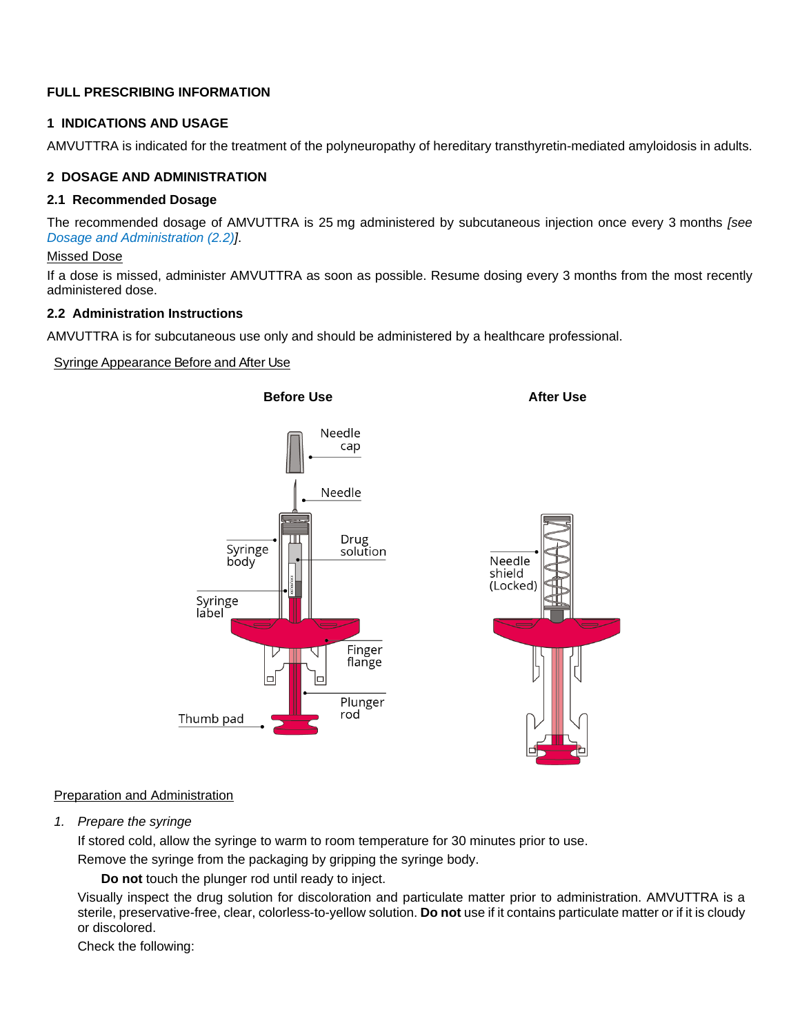## FULL PRESCRIBING INFORMATION

### 1 INDICATIONS AND USAGE

AMVUTTRA is indicated for the treatment of the polyneuropathy of hereditary transthyretin-mediated amyloidosis in adults.

### 2 DOSAGE AND ADMINISTRATION

#### 2.1 Recommended Dosage

The recommended dosage of AMVUTTRA is 25 mg administered by subcutaneous injection once every 3 months *[see Dosage and Administration (2.2)]*.

Missed Dose

If a dose is missed, administer AMVUTTRA as soon as possible. Resume dosing every 3 months from the most recently administered dose.

#### 2.2 Administration Instructions

AMVUTTRA is for subcutaneous use only and should be administered by a healthcare professional.

Syringe Appearance Before and After Use

**Before Use** **After Use**

Preparation and Administration

1. *Prepare the syringe*

   If stored cold, allow the syringe to warm to room temperature for 30 minutes prior to use.

   Remove the syringe from the packaging by gripping the syringe body.

   **Do not** touch the plunger rod until ready to inject.

   Visually inspect the drug solution for discoloration and particulate matter prior to administration. AMVUTTRA is a sterile, preservative-free, clear, colorless-to-yellow solution. **Do not** use if it contains particulate matter or if it is cloudy or discolored.

   Check the following: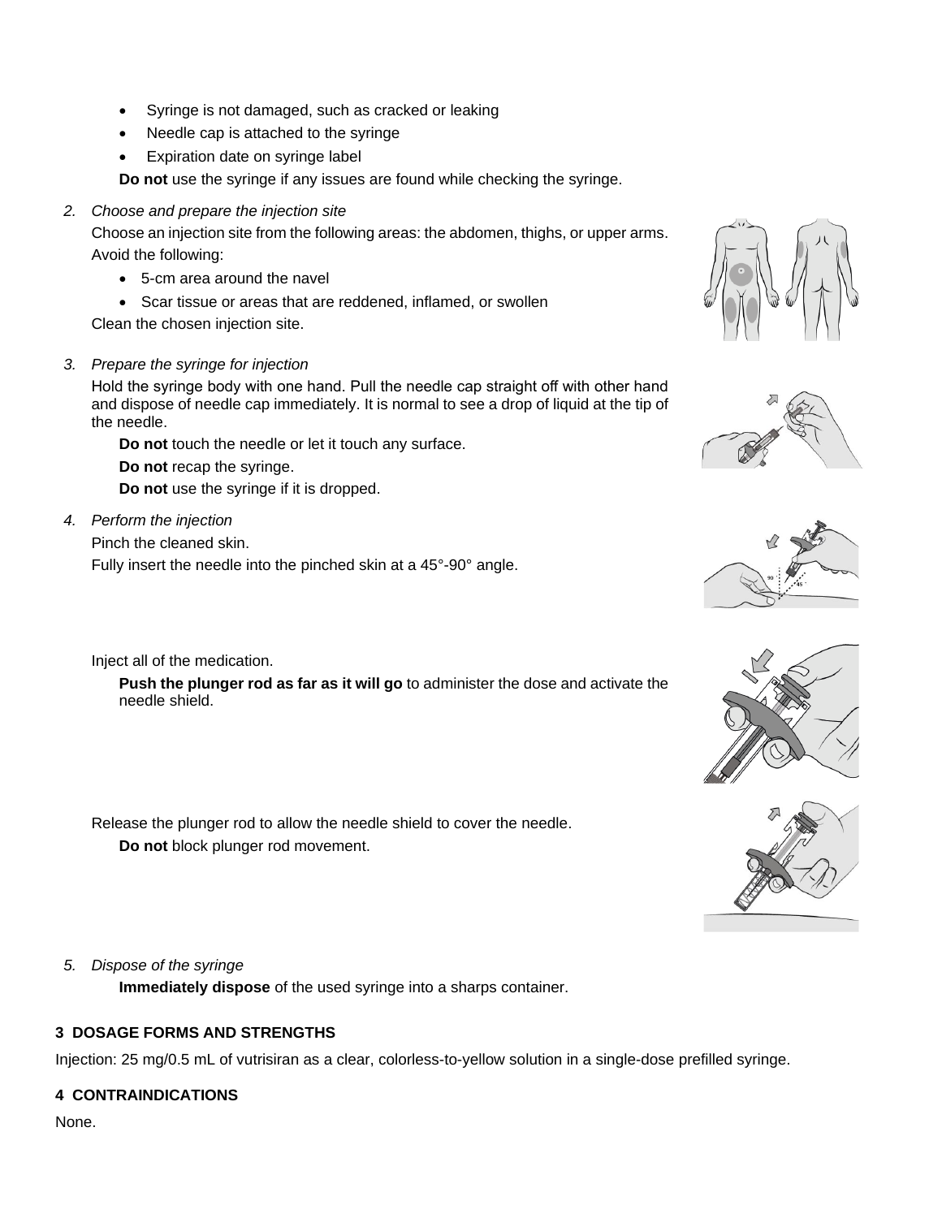- Syringe is not damaged, such as cracked or leaking
- Needle cap is attached to the syringe
- Expiration date on syringe label

**Do not** use the syringe if any issues are found while checking the syringe.

2. *Choose and prepare the injection site*

   Choose an injection site from the following areas: the abdomen, thighs, or upper arms. Avoid the following:

   - 5-cm area around the navel
   - Scar tissue or areas that are reddened, inflamed, or swollen

   Clean the chosen injection site.

3. *Prepare the syringe for injection*

   Hold the syringe body with one hand. Pull the needle cap straight off with other hand and dispose of needle cap immediately. It is normal to see a drop of liquid at the tip of the needle.

   **Do not** touch the needle or let it touch any surface.

   **Do not** recap the syringe.

   **Do not** use the syringe if it is dropped.

4. *Perform the injection*

   Pinch the cleaned skin.

   Fully insert the needle into the pinched skin at a 45°-90° angle.

   Inject all of the medication.

   **Push the plunger rod as far as it will go** to administer the dose and activate the needle shield.

   Release the plunger rod to allow the needle shield to cover the needle.

   **Do not** block plunger rod movement.

5. *Dispose of the syringe*

   **Immediately dispose** of the used syringe into a sharps container.

## 3 DOSAGE FORMS AND STRENGTHS

Injection: 25 mg/0.5 mL of vutrisiran as a clear, colorless-to-yellow solution in a single-dose prefilled syringe.

## 4 CONTRAINDICATIONS

None.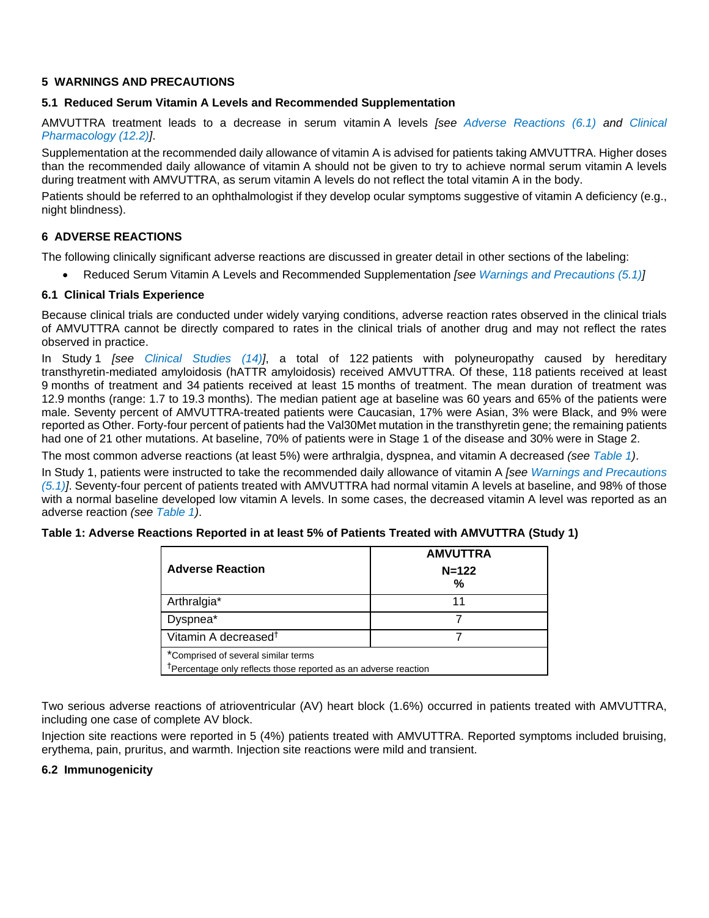## 5 WARNINGS AND PRECAUTIONS

### 5.1 Reduced Serum Vitamin A Levels and Recommended Supplementation

AMVUTTRA treatment leads to a decrease in serum vitamin A levels *[see Adverse Reactions (6.1) and Clinical Pharmacology (12.2)]*.

Supplementation at the recommended daily allowance of vitamin A is advised for patients taking AMVUTTRA. Higher doses than the recommended daily allowance of vitamin A should not be given to try to achieve normal serum vitamin A levels during treatment with AMVUTTRA, as serum vitamin A levels do not reflect the total vitamin A in the body.

Patients should be referred to an ophthalmologist if they develop ocular symptoms suggestive of vitamin A deficiency (e.g., night blindness).

## 6 ADVERSE REACTIONS

The following clinically significant adverse reactions are discussed in greater detail in other sections of the labeling:

- Reduced Serum Vitamin A Levels and Recommended Supplementation *[see Warnings and Precautions (5.1)]*

### 6.1 Clinical Trials Experience

Because clinical trials are conducted under widely varying conditions, adverse reaction rates observed in the clinical trials of AMVUTTRA cannot be directly compared to rates in the clinical trials of another drug and may not reflect the rates observed in practice.

In Study 1 *[see Clinical Studies (14)]*, a total of 122 patients with polyneuropathy caused by hereditary transthyretin-mediated amyloidosis (hATTR amyloidosis) received AMVUTTRA. Of these, 118 patients received at least 9 months of treatment and 34 patients received at least 15 months of treatment. The mean duration of treatment was 12.9 months (range: 1.7 to 19.3 months). The median patient age at baseline was 60 years and 65% of the patients were male. Seventy percent of AMVUTTRA-treated patients were Caucasian, 17% were Asian, 3% were Black, and 9% were reported as Other. Forty-four percent of patients had the Val30Met mutation in the transthyretin gene; the remaining patients had one of 21 other mutations. At baseline, 70% of patients were in Stage 1 of the disease and 30% were in Stage 2.

The most common adverse reactions (at least 5%) were arthralgia, dyspnea, and vitamin A decreased *(see Table 1)*.

In Study 1, patients were instructed to take the recommended daily allowance of vitamin A *[see Warnings and Precautions (5.1)]*. Seventy-four percent of patients treated with AMVUTTRA had normal vitamin A levels at baseline, and 98% of those with a normal baseline developed low vitamin A levels. In some cases, the decreased vitamin A level was reported as an adverse reaction *(see Table 1)*.

**Table 1: Adverse Reactions Reported in at least 5% of Patients Treated with AMVUTTRA (Study 1)**

| Adverse Reaction | AMVUTTRA N=122 % |
|---|---|
| Arthralgia* | 11 |
| Dyspnea* | 7 |
| Vitamin A decreased† | 7 |

*Comprised of several similar terms
†Percentage only reflects those reported as an adverse reaction

Two serious adverse reactions of atrioventricular (AV) heart block (1.6%) occurred in patients treated with AMVUTTRA, including one case of complete AV block.

Injection site reactions were reported in 5 (4%) patients treated with AMVUTTRA. Reported symptoms included bruising, erythema, pain, pruritus, and warmth. Injection site reactions were mild and transient.

### 6.2 Immunogenicity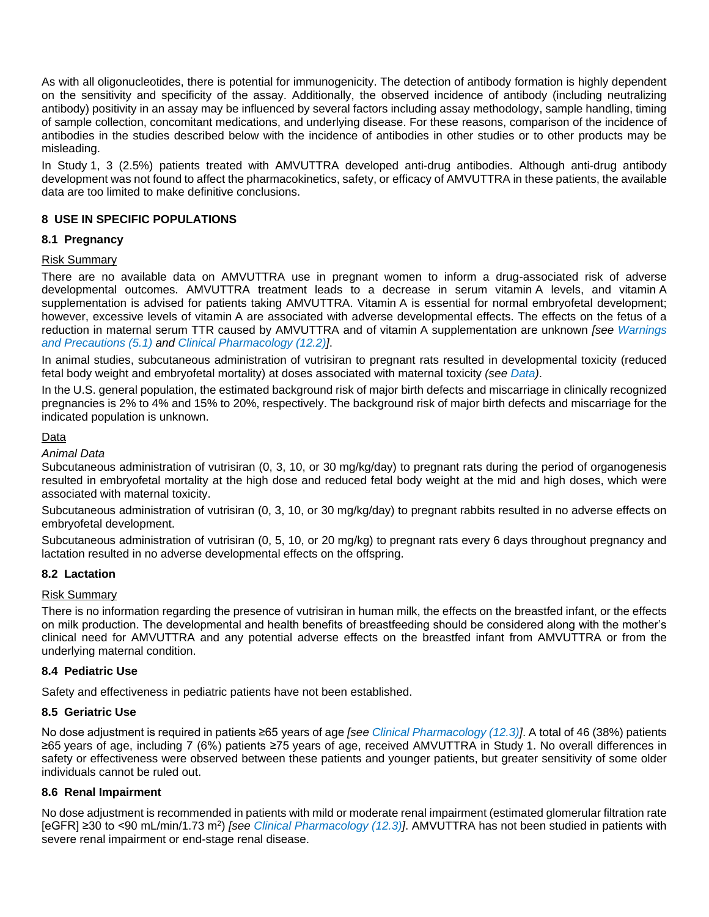As with all oligonucleotides, there is potential for immunogenicity. The detection of antibody formation is highly dependent on the sensitivity and specificity of the assay. Additionally, the observed incidence of antibody (including neutralizing antibody) positivity in an assay may be influenced by several factors including assay methodology, sample handling, timing of sample collection, concomitant medications, and underlying disease. For these reasons, comparison of the incidence of antibodies in the studies described below with the incidence of antibodies in other studies or to other products may be misleading.

In Study 1, 3 (2.5%) patients treated with AMVUTTRA developed anti-drug antibodies. Although anti-drug antibody development was not found to affect the pharmacokinetics, safety, or efficacy of AMVUTTRA in these patients, the available data are too limited to make definitive conclusions.

## 8 USE IN SPECIFIC POPULATIONS

### 8.1 Pregnancy

Risk Summary

There are no available data on AMVUTTRA use in pregnant women to inform a drug-associated risk of adverse developmental outcomes. AMVUTTRA treatment leads to a decrease in serum vitamin A levels, and vitamin A supplementation is advised for patients taking AMVUTTRA. Vitamin A is essential for normal embryofetal development; however, excessive levels of vitamin A are associated with adverse developmental effects. The effects on the fetus of a reduction in maternal serum TTR caused by AMVUTTRA and of vitamin A supplementation are unknown *[see Warnings and Precautions (5.1) and Clinical Pharmacology (12.2)]*.

In animal studies, subcutaneous administration of vutrisiran to pregnant rats resulted in developmental toxicity (reduced fetal body weight and embryofetal mortality) at doses associated with maternal toxicity *(see Data)*.

In the U.S. general population, the estimated background risk of major birth defects and miscarriage in clinically recognized pregnancies is 2% to 4% and 15% to 20%, respectively. The background risk of major birth defects and miscarriage for the indicated population is unknown.

Data

*Animal Data*

Subcutaneous administration of vutrisiran (0, 3, 10, or 30 mg/kg/day) to pregnant rats during the period of organogenesis resulted in embryofetal mortality at the high dose and reduced fetal body weight at the mid and high doses, which were associated with maternal toxicity.

Subcutaneous administration of vutrisiran (0, 3, 10, or 30 mg/kg/day) to pregnant rabbits resulted in no adverse effects on embryofetal development.

Subcutaneous administration of vutrisiran (0, 5, 10, or 20 mg/kg) to pregnant rats every 6 days throughout pregnancy and lactation resulted in no adverse developmental effects on the offspring.

### 8.2 Lactation

Risk Summary

There is no information regarding the presence of vutrisiran in human milk, the effects on the breastfed infant, or the effects on milk production. The developmental and health benefits of breastfeeding should be considered along with the mother's clinical need for AMVUTTRA and any potential adverse effects on the breastfed infant from AMVUTTRA or from the underlying maternal condition.

### 8.4 Pediatric Use

Safety and effectiveness in pediatric patients have not been established.

### 8.5 Geriatric Use

No dose adjustment is required in patients ≥65 years of age *[see Clinical Pharmacology (12.3)]*. A total of 46 (38%) patients ≥65 years of age, including 7 (6%) patients ≥75 years of age, received AMVUTTRA in Study 1. No overall differences in safety or effectiveness were observed between these patients and younger patients, but greater sensitivity of some older individuals cannot be ruled out.

### 8.6 Renal Impairment

No dose adjustment is recommended in patients with mild or moderate renal impairment (estimated glomerular filtration rate [eGFR] ≥30 to <90 mL/min/1.73 $m^2$) *[see Clinical Pharmacology (12.3)]*. AMVUTTRA has not been studied in patients with severe renal impairment or end-stage renal disease.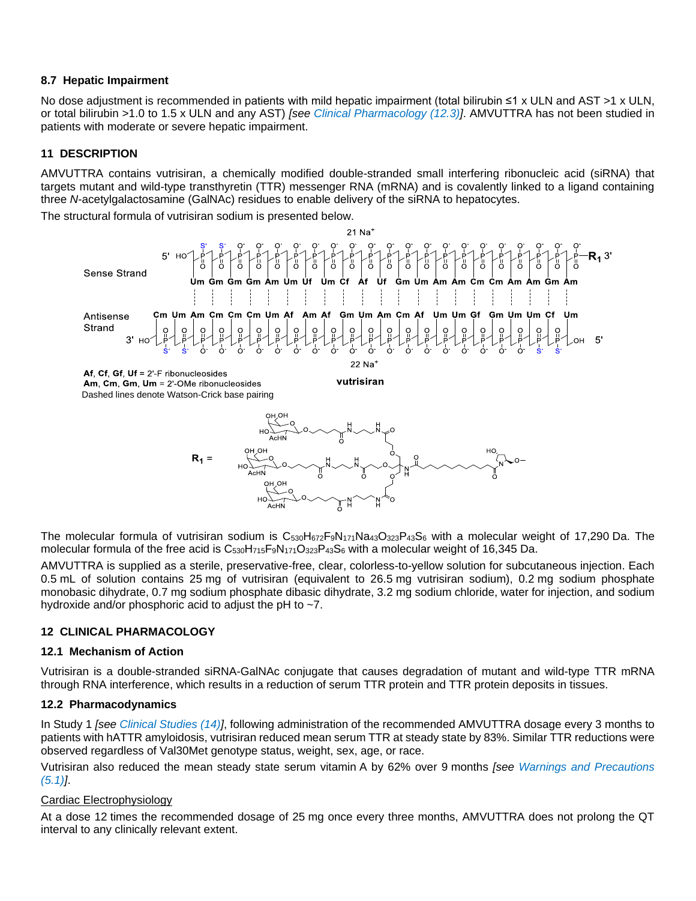### 8.7 Hepatic Impairment

No dose adjustment is recommended in patients with mild hepatic impairment (total bilirubin ≤1 x ULN and AST >1 x ULN, or total bilirubin >1.0 to 1.5 x ULN and any AST) *[see Clinical Pharmacology (12.3)]*. AMVUTTRA has not been studied in patients with moderate or severe hepatic impairment.

## 11 DESCRIPTION

AMVUTTRA contains vutrisiran, a chemically modified double-stranded small interfering ribonucleic acid (siRNA) that targets mutant and wild-type transthyretin (TTR) messenger RNA (mRNA) and is covalently linked to a ligand containing three *N*-acetylgalactosamine (GalNAc) residues to enable delivery of the siRNA to hepatocytes.

The structural formula of vutrisiran sodium is presented below.

21 Na⁺

Sense Strand 5' HO– Um Gm Gm Gm Am Um Uf Um Cf Af Uf Gm Um Am Am Cm Cm Am Am Gm Am –R1 3'

Antisense Strand 3' HO– Cm Um Am Cm Cm Cm Um Af Am Af Gm Um Am Cm Af Um Um Gf Gm Um Um Cf Um –OH 5'

22 Na⁺

**Af**, **Cf**, **Gf**, **Uf** = 2'-F ribonucleosides
**Am**, **Cm**, **Gm**, **Um** = 2'-OMe ribonucleosides
Dashed lines denote Watson-Crick base pairing

**vutrisiran**

**R₁** =

The molecular formula of vutrisiran sodium is $C_{530}H_{672}F_9N_{171}Na_{43}O_{323}P_{43}S_6$ with a molecular weight of 17,290 Da. The molecular formula of the free acid is $C_{530}H_{715}F_9N_{171}O_{323}P_{43}S_6$ with a molecular weight of 16,345 Da.

AMVUTTRA is supplied as a sterile, preservative-free, clear, colorless-to-yellow solution for subcutaneous injection. Each 0.5 mL of solution contains 25 mg of vutrisiran (equivalent to 26.5 mg vutrisiran sodium), 0.2 mg sodium phosphate monobasic dihydrate, 0.7 mg sodium phosphate dibasic dihydrate, 3.2 mg sodium chloride, water for injection, and sodium hydroxide and/or phosphoric acid to adjust the pH to ~7.

## 12 CLINICAL PHARMACOLOGY

### 12.1 Mechanism of Action

Vutrisiran is a double-stranded siRNA-GalNAc conjugate that causes degradation of mutant and wild-type TTR mRNA through RNA interference, which results in a reduction of serum TTR protein and TTR protein deposits in tissues.

### 12.2 Pharmacodynamics

In Study 1 *[see Clinical Studies (14)]*, following administration of the recommended AMVUTTRA dosage every 3 months to patients with hATTR amyloidosis, vutrisiran reduced mean serum TTR at steady state by 83%. Similar TTR reductions were observed regardless of Val30Met genotype status, weight, sex, age, or race.

Vutrisiran also reduced the mean steady state serum vitamin A by 62% over 9 months *[see Warnings and Precautions (5.1)]*.

Cardiac Electrophysiology

At a dose 12 times the recommended dosage of 25 mg once every three months, AMVUTTRA does not prolong the QT interval to any clinically relevant extent.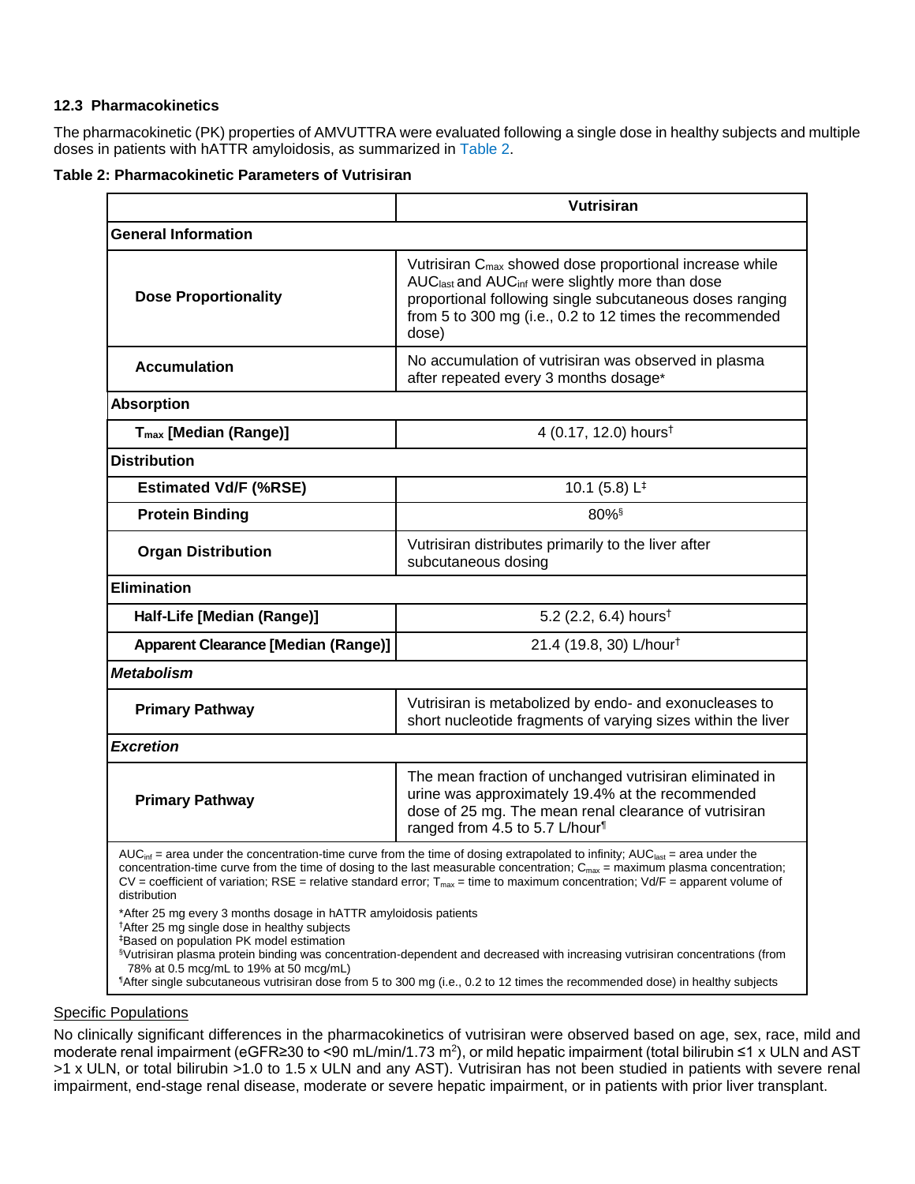### 12.3 Pharmacokinetics

The pharmacokinetic (PK) properties of AMVUTTRA were evaluated following a single dose in healthy subjects and multiple doses in patients with hATTR amyloidosis, as summarized in Table 2.

**Table 2: Pharmacokinetic Parameters of Vutrisiran**

| | **Vutrisiran** |
|---|---|
| **General Information** | |
| **Dose Proportionality** | Vutrisiran $C_{max}$ showed dose proportional increase while $AUC_{last}$ and $AUC_{inf}$ were slightly more than dose proportional following single subcutaneous doses ranging from 5 to 300 mg (i.e., 0.2 to 12 times the recommended dose) |
| **Accumulation** | No accumulation of vutrisiran was observed in plasma after repeated every 3 months dosage* |
| **Absorption** | |
| **$T_{max}$ [Median (Range)]** | 4 (0.17, 12.0) hours† |
| **Distribution** | |
| **Estimated Vd/F (%RSE)** | 10.1 (5.8) L‡ |
| **Protein Binding** | 80%§ |
| **Organ Distribution** | Vutrisiran distributes primarily to the liver after subcutaneous dosing |
| **Elimination** | |
| **Half-Life [Median (Range)]** | 5.2 (2.2, 6.4) hours† |
| **Apparent Clearance [Median (Range)]** | 21.4 (19.8, 30) L/hour† |
| ***Metabolism*** | |
| **Primary Pathway** | Vutrisiran is metabolized by endo- and exonucleases to short nucleotide fragments of varying sizes within the liver |
| ***Excretion*** | |
| **Primary Pathway** | The mean fraction of unchanged vutrisiran eliminated in urine was approximately 19.4% at the recommended dose of 25 mg. The mean renal clearance of vutrisiran ranged from 4.5 to 5.7 L/hour¶ |

$AUC_{inf}$ = area under the concentration-time curve from the time of dosing extrapolated to infinity; $AUC_{last}$ = area under the concentration-time curve from the time of dosing to the last measurable concentration; $C_{max}$ = maximum plasma concentration; CV = coefficient of variation; RSE = relative standard error; $T_{max}$ = time to maximum concentration; Vd/F = apparent volume of distribution

*After 25 mg every 3 months dosage in hATTR amyloidosis patients
†After 25 mg single dose in healthy subjects
‡Based on population PK model estimation
§Vutrisiran plasma protein binding was concentration-dependent and decreased with increasing vutrisiran concentrations (from 78% at 0.5 mcg/mL to 19% at 50 mcg/mL)
¶After single subcutaneous vutrisiran dose from 5 to 300 mg (i.e., 0.2 to 12 times the recommended dose) in healthy subjects

Specific Populations

No clinically significant differences in the pharmacokinetics of vutrisiran were observed based on age, sex, race, mild and moderate renal impairment (eGFR≥30 to <90 mL/min/1.73 $m^2$), or mild hepatic impairment (total bilirubin ≤1 x ULN and AST >1 x ULN, or total bilirubin >1.0 to 1.5 x ULN and any AST). Vutrisiran has not been studied in patients with severe renal impairment, end-stage renal disease, moderate or severe hepatic impairment, or in patients with prior liver transplant.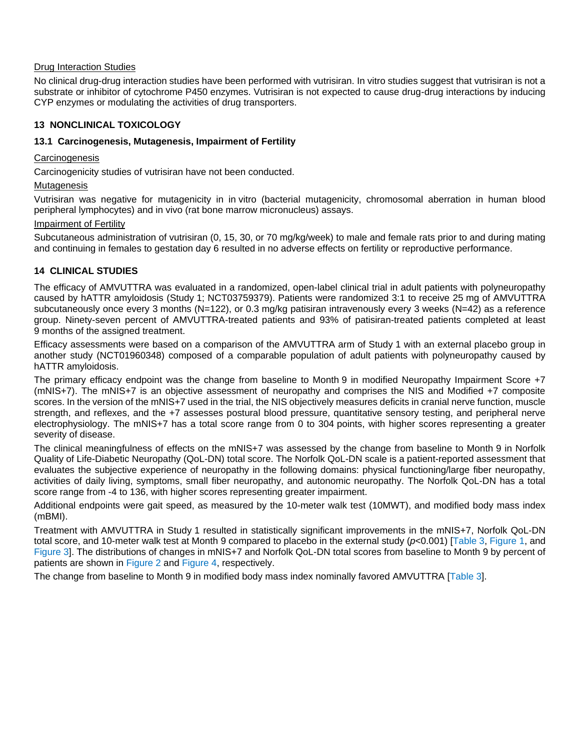Drug Interaction Studies

No clinical drug-drug interaction studies have been performed with vutrisiran. In vitro studies suggest that vutrisiran is not a substrate or inhibitor of cytochrome P450 enzymes. Vutrisiran is not expected to cause drug-drug interactions by inducing CYP enzymes or modulating the activities of drug transporters.

## 13 NONCLINICAL TOXICOLOGY

### 13.1 Carcinogenesis, Mutagenesis, Impairment of Fertility

Carcinogenesis

Carcinogenicity studies of vutrisiran have not been conducted.

Mutagenesis

Vutrisiran was negative for mutagenicity in in vitro (bacterial mutagenicity, chromosomal aberration in human blood peripheral lymphocytes) and in vivo (rat bone marrow micronucleus) assays.

Impairment of Fertility

Subcutaneous administration of vutrisiran (0, 15, 30, or 70 mg/kg/week) to male and female rats prior to and during mating and continuing in females to gestation day 6 resulted in no adverse effects on fertility or reproductive performance.

## 14 CLINICAL STUDIES

The efficacy of AMVUTTRA was evaluated in a randomized, open-label clinical trial in adult patients with polyneuropathy caused by hATTR amyloidosis (Study 1; NCT03759379). Patients were randomized 3:1 to receive 25 mg of AMVUTTRA subcutaneously once every 3 months (N=122), or 0.3 mg/kg patisiran intravenously every 3 weeks (N=42) as a reference group. Ninety-seven percent of AMVUTTRA-treated patients and 93% of patisiran-treated patients completed at least 9 months of the assigned treatment.

Efficacy assessments were based on a comparison of the AMVUTTRA arm of Study 1 with an external placebo group in another study (NCT01960348) composed of a comparable population of adult patients with polyneuropathy caused by hATTR amyloidosis.

The primary efficacy endpoint was the change from baseline to Month 9 in modified Neuropathy Impairment Score +7 (mNIS+7). The mNIS+7 is an objective assessment of neuropathy and comprises the NIS and Modified +7 composite scores. In the version of the mNIS+7 used in the trial, the NIS objectively measures deficits in cranial nerve function, muscle strength, and reflexes, and the +7 assesses postural blood pressure, quantitative sensory testing, and peripheral nerve electrophysiology. The mNIS+7 has a total score range from 0 to 304 points, with higher scores representing a greater severity of disease.

The clinical meaningfulness of effects on the mNIS+7 was assessed by the change from baseline to Month 9 in Norfolk Quality of Life-Diabetic Neuropathy (QoL-DN) total score. The Norfolk QoL-DN scale is a patient-reported assessment that evaluates the subjective experience of neuropathy in the following domains: physical functioning/large fiber neuropathy, activities of daily living, symptoms, small fiber neuropathy, and autonomic neuropathy. The Norfolk QoL-DN has a total score range from -4 to 136, with higher scores representing greater impairment.

Additional endpoints were gait speed, as measured by the 10-meter walk test (10MWT), and modified body mass index (mBMI).

Treatment with AMVUTTRA in Study 1 resulted in statistically significant improvements in the mNIS+7, Norfolk QoL-DN total score, and 10-meter walk test at Month 9 compared to placebo in the external study ($p<0.001$) [Table 3, Figure 1, and Figure 3]. The distributions of changes in mNIS+7 and Norfolk QoL-DN total scores from baseline to Month 9 by percent of patients are shown in Figure 2 and Figure 4, respectively.

The change from baseline to Month 9 in modified body mass index nominally favored AMVUTTRA [Table 3].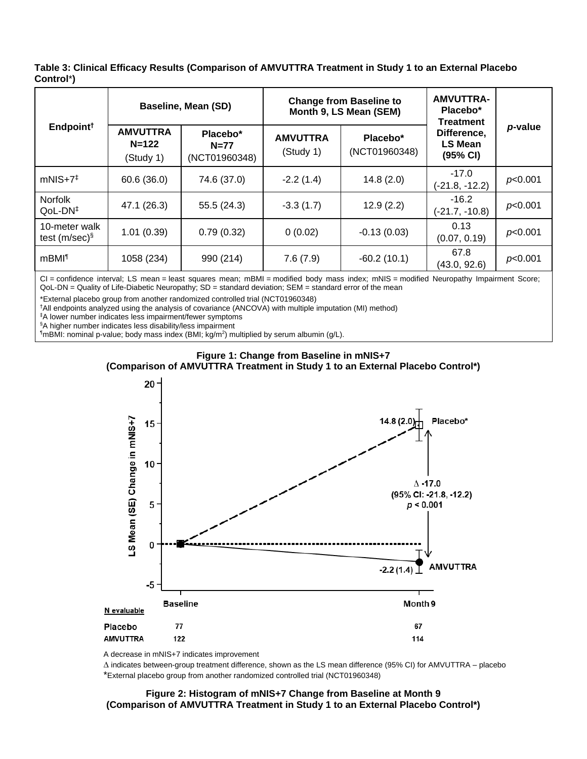**Table 3: Clinical Efficacy Results (Comparison of AMVUTTRA Treatment in Study 1 to an External Placebo Control*)**

| Endpoint[†] | Baseline, Mean (SD) | | Change from Baseline to Month 9, LS Mean (SEM) | | AMVUTTRA-Placebo* Treatment Difference, LS Mean (95% CI) | *p*-value |
|---|---|---|---|---|---|---|
| | **AMVUTTRA N=122** (Study 1) | **Placebo* N=77** (NCT01960348) | **AMVUTTRA** (Study 1) | **Placebo*** (NCT01960348) | | |
| mNIS+7[‡] | 60.6 (36.0) | 74.6 (37.0) | -2.2 (1.4) | 14.8 (2.0) | -17.0 (-21.8, -12.2) | $p<0.001$ |
| Norfolk QoL-DN[‡] | 47.1 (26.3) | 55.5 (24.3) | -3.3 (1.7) | 12.9 (2.2) | -16.2 (-21.7, -10.8) | $p<0.001$ |
| 10-meter walk test (m/sec)[§] | 1.01 (0.39) | 0.79 (0.32) | 0 (0.02) | -0.13 (0.03) | 0.13 (0.07, 0.19) | $p<0.001$ |
| mBMI[¶] | 1058 (234) | 990 (214) | 7.6 (7.9) | -60.2 (10.1) | 67.8 (43.0, 92.6) | $p<0.001$ |

CI = confidence interval; LS mean = least squares mean; mBMI = modified body mass index; mNIS = modified Neuropathy Impairment Score; QoL-DN = Quality of Life-Diabetic Neuropathy; SD = standard deviation; SEM = standard error of the mean

*External placebo group from another randomized controlled trial (NCT01960348)

[†]All endpoints analyzed using the analysis of covariance (ANCOVA) with multiple imputation (MI) method)

[‡]A lower number indicates less impairment/fewer symptoms

[§]A higher number indicates less disability/less impairment

[¶]mBMI: nominal p-value; body mass index (BMI; kg/m$^2$) multiplied by serum albumin (g/L).

**Figure 1: Change from Baseline in mNIS+7 (Comparison of AMVUTTRA Treatment in Study 1 to an External Placebo Control*)**

| N evaluable | Baseline | Month 9 |
|---|---|---|
| Placebo | 77 | 67 |
| AMVUTTRA | 122 | 114 |

A decrease in mNIS+7 indicates improvement

Δ indicates between-group treatment difference, shown as the LS mean difference (95% CI) for AMVUTTRA – placebo

*External placebo group from another randomized controlled trial (NCT01960348)

**Figure 2: Histogram of mNIS+7 Change from Baseline at Month 9 (Comparison of AMVUTTRA Treatment in Study 1 to an External Placebo Control*)**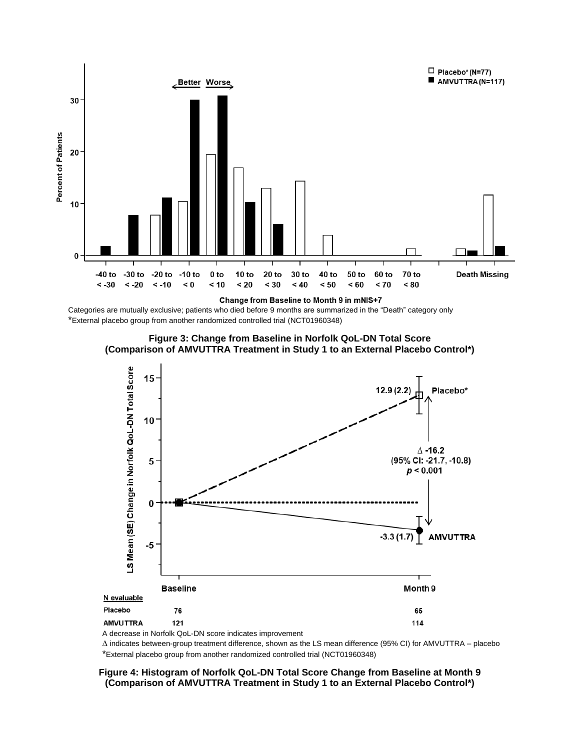Categories are mutually exclusive; patients who died before 9 months are summarized in the "Death" category only

*External placebo group from another randomized controlled trial (NCT01960348)

**Figure 3: Change from Baseline in Norfolk QoL-DN Total Score (Comparison of AMVUTTRA Treatment in Study 1 to an External Placebo Control*)**

| N evaluable | Baseline | Month 9 |
|---|---|---|
| Placebo | 76 | 65 |
| AMVUTTRA | 121 | 114 |

A decrease in Norfolk QoL-DN score indicates improvement

Δ indicates between-group treatment difference, shown as the LS mean difference (95% CI) for AMVUTTRA – placebo

*External placebo group from another randomized controlled trial (NCT01960348)

**Figure 4: Histogram of Norfolk QoL-DN Total Score Change from Baseline at Month 9 (Comparison of AMVUTTRA Treatment in Study 1 to an External Placebo Control*)**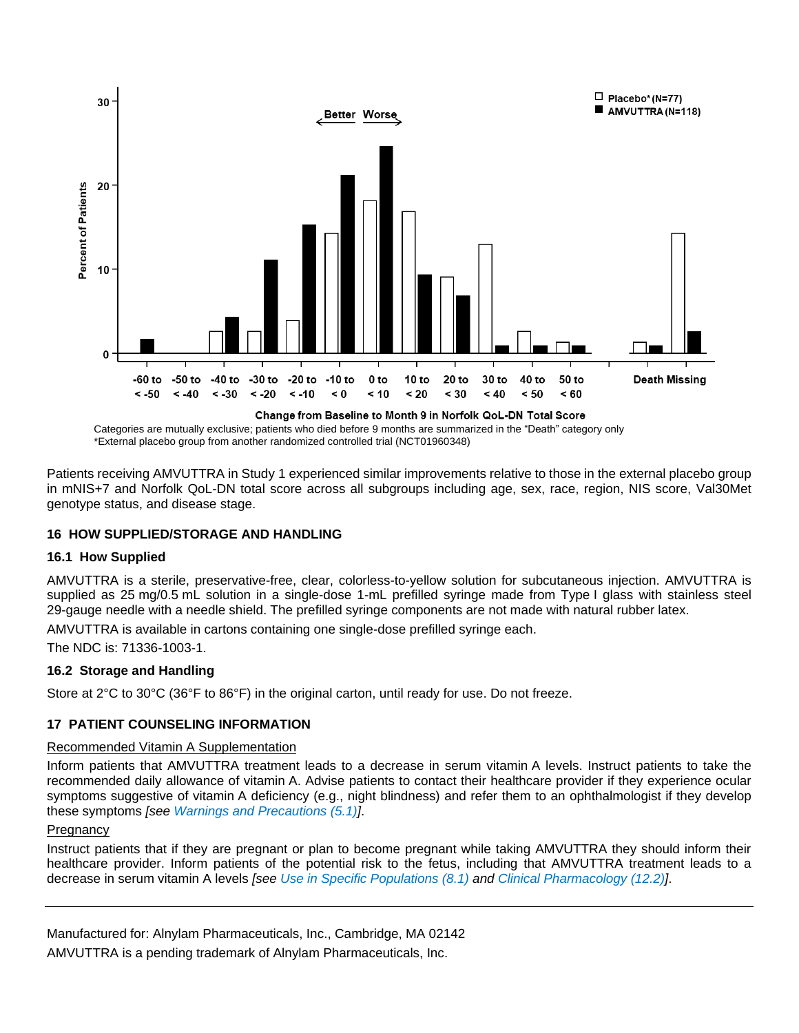30

20

10

0

Percent of Patients

Better Worse

☐ Placebo* (N=77)
■ AMVUTTRA (N=118)

-60 to < -50 | -50 to < -40 | -40 to < -30 | -30 to < -20 | -20 to < -10 | -10 to < 0 | 0 to < 10 | 10 to < 20 | 20 to < 30 | 30 to < 40 | 40 to < 50 | 50 to < 60 | Death | Missing

Change from Baseline to Month 9 in Norfolk QoL-DN Total Score

Categories are mutually exclusive; patients who died before 9 months are summarized in the "Death" category only
*External placebo group from another randomized controlled trial (NCT01960348)

Patients receiving AMVUTTRA in Study 1 experienced similar improvements relative to those in the external placebo group in mNIS+7 and Norfolk QoL-DN total score across all subgroups including age, sex, race, region, NIS score, Val30Met genotype status, and disease stage.

## 16 HOW SUPPLIED/STORAGE AND HANDLING

### 16.1 How Supplied

AMVUTTRA is a sterile, preservative-free, clear, colorless-to-yellow solution for subcutaneous injection. AMVUTTRA is supplied as 25 mg/0.5 mL solution in a single-dose 1-mL prefilled syringe made from Type I glass with stainless steel 29-gauge needle with a needle shield. The prefilled syringe components are not made with natural rubber latex.

AMVUTTRA is available in cartons containing one single-dose prefilled syringe each.

The NDC is: 71336-1003-1.

### 16.2 Storage and Handling

Store at 2°C to 30°C (36°F to 86°F) in the original carton, until ready for use. Do not freeze.

## 17 PATIENT COUNSELING INFORMATION

Recommended Vitamin A Supplementation

Inform patients that AMVUTTRA treatment leads to a decrease in serum vitamin A levels. Instruct patients to take the recommended daily allowance of vitamin A. Advise patients to contact their healthcare provider if they experience ocular symptoms suggestive of vitamin A deficiency (e.g., night blindness) and refer them to an ophthalmologist if they develop these symptoms *[see Warnings and Precautions (5.1)]*.

Pregnancy

Instruct patients that if they are pregnant or plan to become pregnant while taking AMVUTTRA they should inform their healthcare provider. Inform patients of the potential risk to the fetus, including that AMVUTTRA treatment leads to a decrease in serum vitamin A levels *[see Use in Specific Populations (8.1) and Clinical Pharmacology (12.2)]*.

---

Manufactured for: Alnylam Pharmaceuticals, Inc., Cambridge, MA 02142

AMVUTTRA is a pending trademark of Alnylam Pharmaceuticals, Inc.